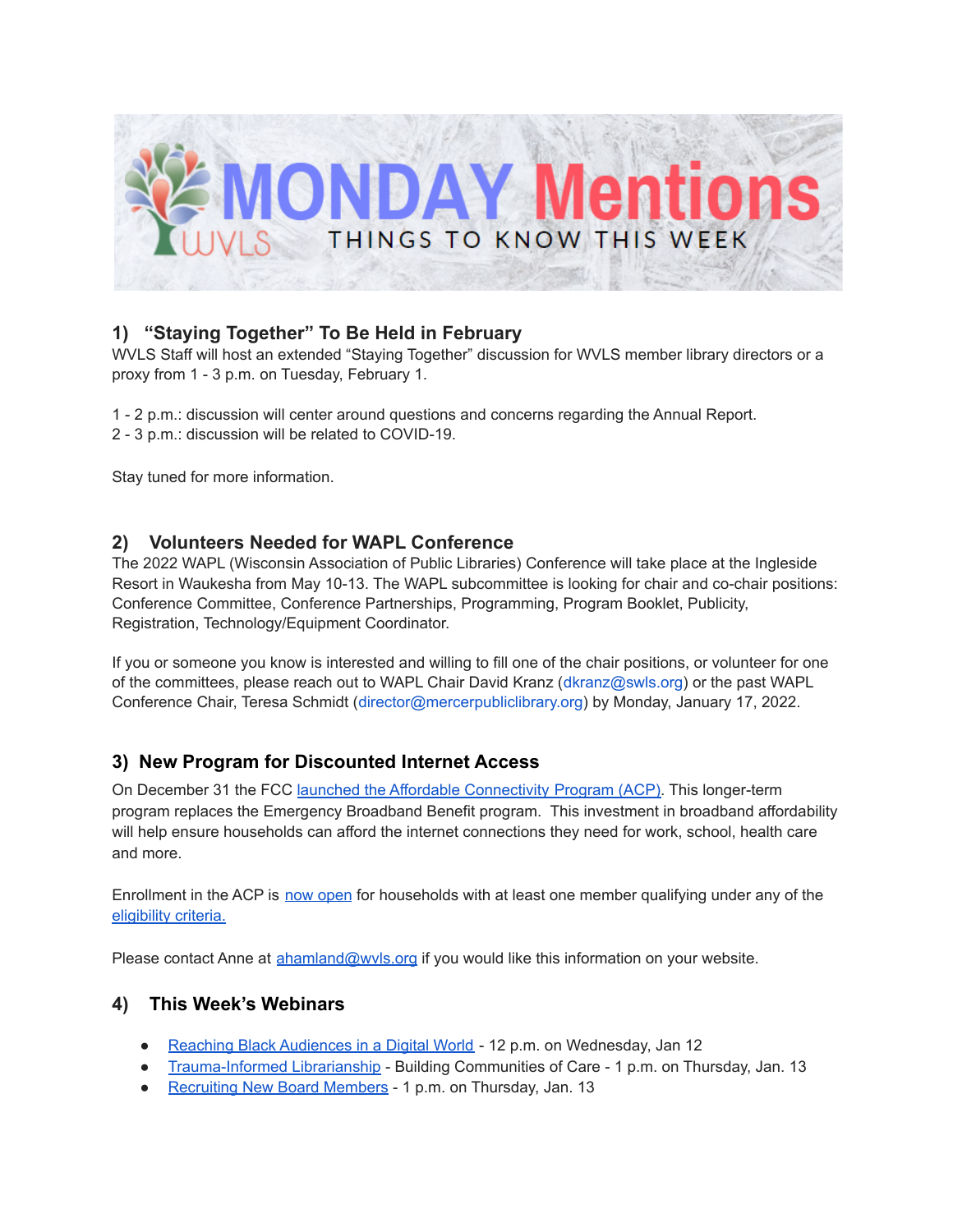# MONDAY Mentions

THINGS TO KNOW THIS WEEK

## 1) "Staying Together" To Be Held in February

WVLS Staff will host an extended "Staying Together" discussion for WVLS member library directors or a proxy from 1 - 3 p.m. on Tuesday, February 1.

1 - 2 p.m.: discussion will center around questions and concerns regarding the Annual Report.
2 - 3 p.m.: discussion will be related to COVID-19.

Stay tuned for more information.

## 2) Volunteers Needed for WAPL Conference

The 2022 WAPL (Wisconsin Association of Public Libraries) Conference will take place at the Ingleside Resort in Waukesha from May 10-13. The WAPL subcommittee is looking for chair and co-chair positions: Conference Committee, Conference Partnerships, Programming, Program Booklet, Publicity, Registration, Technology/Equipment Coordinator.

If you or someone you know is interested and willing to fill one of the chair positions, or volunteer for one of the committees, please reach out to WAPL Chair David Kranz (dkranz@swls.org) or the past WAPL Conference Chair, Teresa Schmidt (director@mercerpubliclibrary.org) by Monday, January 17, 2022.

## 3) New Program for Discounted Internet Access

On December 31 the FCC launched the Affordable Connectivity Program (ACP). This longer-term program replaces the Emergency Broadband Benefit program. This investment in broadband affordability will help ensure households can afford the internet connections they need for work, school, health care and more.

Enrollment in the ACP is now open for households with at least one member qualifying under any of the eligibility criteria.

Please contact Anne at ahamland@wvls.org if you would like this information on your website.

## 4) This Week's Webinars

- Reaching Black Audiences in a Digital World - 12 p.m. on Wednesday, Jan 12
- Trauma-Informed Librarianship - Building Communities of Care - 1 p.m. on Thursday, Jan. 13
- Recruiting New Board Members - 1 p.m. on Thursday, Jan. 13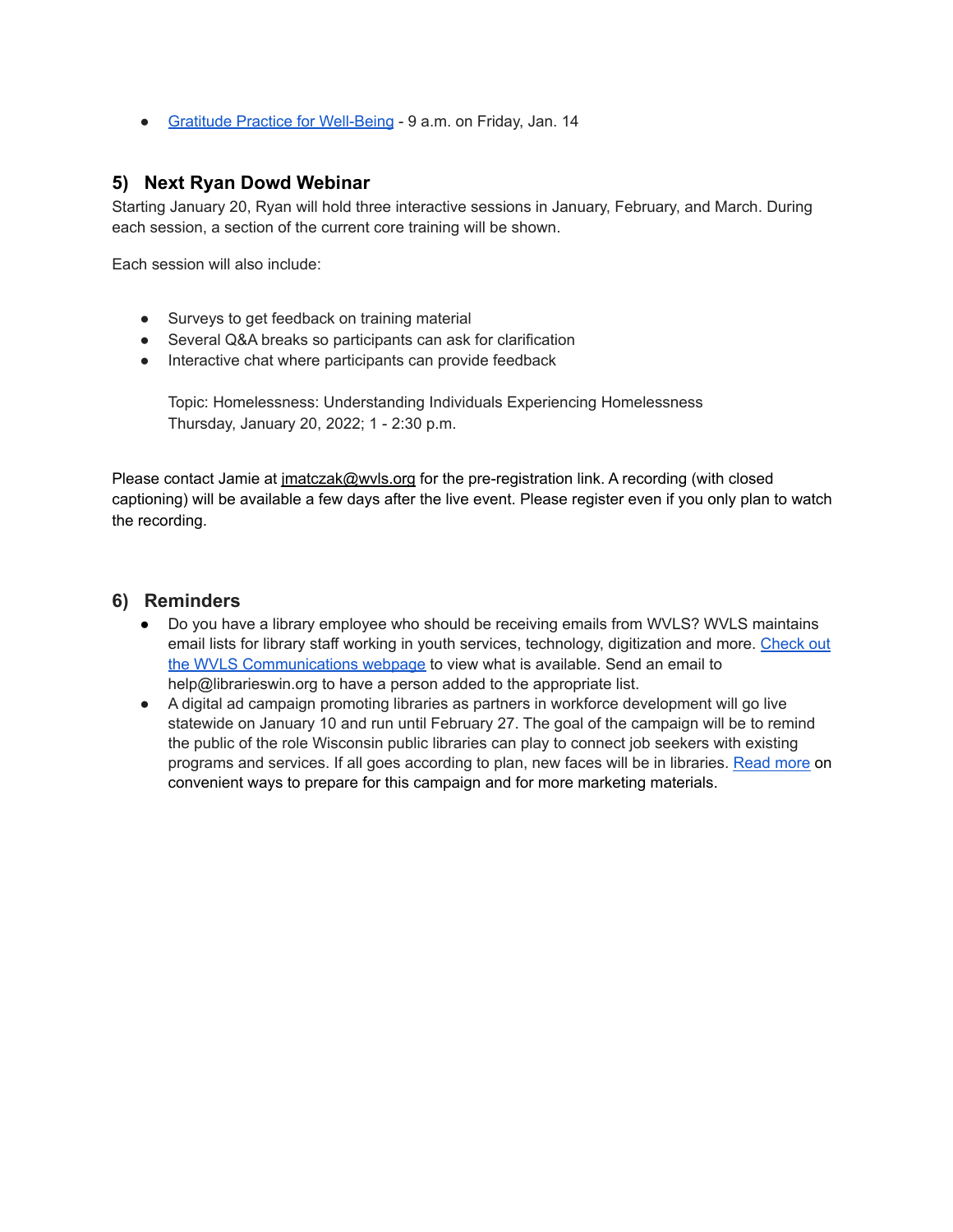- Gratitude Practice for Well-Being - 9 a.m. on Friday, Jan. 14

## 5) Next Ryan Dowd Webinar

Starting January 20, Ryan will hold three interactive sessions in January, February, and March. During each session, a section of the current core training will be shown.

Each session will also include:

- Surveys to get feedback on training material
- Several Q&A breaks so participants can ask for clarification
- Interactive chat where participants can provide feedback

  Topic: Homelessness: Understanding Individuals Experiencing Homelessness
  Thursday, January 20, 2022; 1 - 2:30 p.m.

Please contact Jamie at jmatczak@wvls.org for the pre-registration link. A recording (with closed captioning) will be available a few days after the live event. Please register even if you only plan to watch the recording.

## 6) Reminders

- Do you have a library employee who should be receiving emails from WVLS? WVLS maintains email lists for library staff working in youth services, technology, digitization and more. Check out the WVLS Communications webpage to view what is available. Send an email to help@librarieswin.org to have a person added to the appropriate list.
- A digital ad campaign promoting libraries as partners in workforce development will go live statewide on January 10 and run until February 27. The goal of the campaign will be to remind the public of the role Wisconsin public libraries can play to connect job seekers with existing programs and services. If all goes according to plan, new faces will be in libraries. Read more on convenient ways to prepare for this campaign and for more marketing materials.